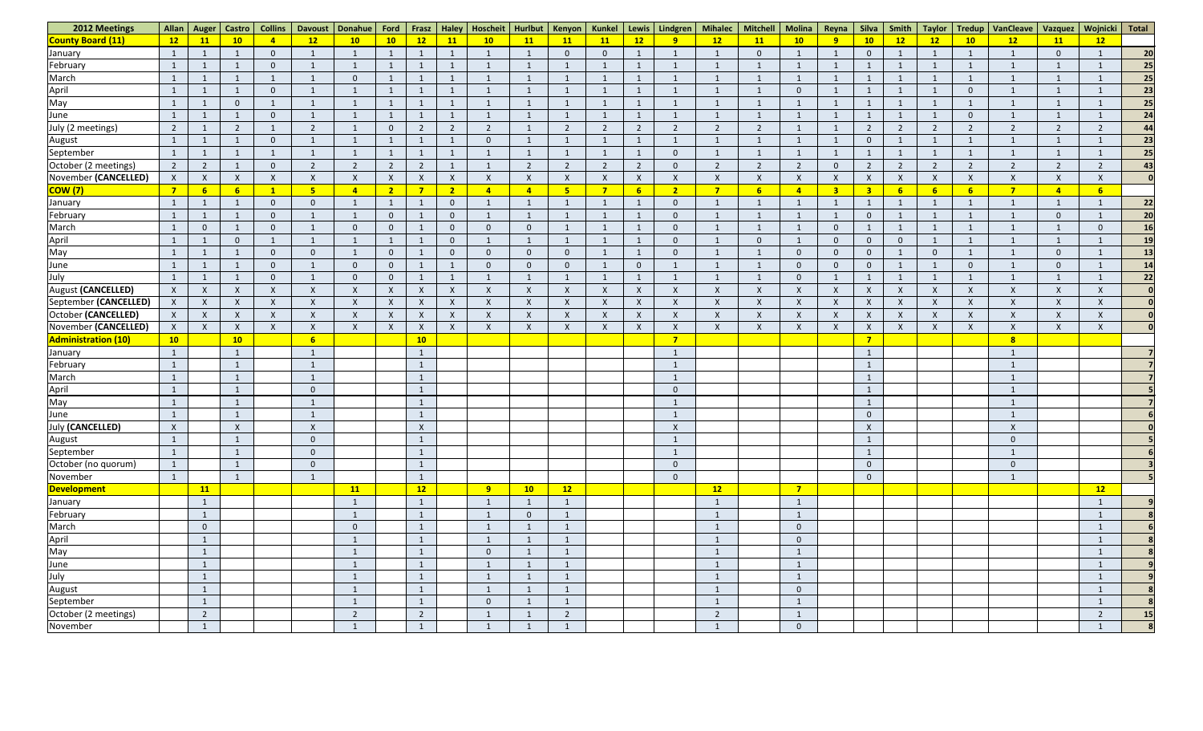| 2012 Meetings | Allan | Auger | Castro | Collins | Davoust | Donahue | Ford | Frasz | Haley | Hoscheit | Hurlbut | Kenyon | Kunkel | Lewis | Lindgren | Mihalec | Mitchell | Molina | Reyna | Silva | Smith | Taylor | Tredup | VanCleave | Vazquez | Wojnicki | Total |
|---|---|---|---|---|---|---|---|---|---|---|---|---|---|---|---|---|---|---|---|---|---|---|---|---|---|---|---|
| **County Board (11)** | **12** | **11** | **10** | **4** | **12** | **10** | **10** | **12** | **11** | **10** | **11** | **11** | **11** | **12** | **9** | **12** | **11** | **10** | **9** | **10** | **12** | **12** | **10** | **12** | **11** | **12** | |
| January | 1 | 1 | 1 | 0 | 1 | 1 | 1 | 1 | 1 | 1 | 1 | 0 | 0 | 1 | 1 | 1 | 0 | 1 | 1 | 0 | 1 | 1 | 1 | 1 | 0 | 1 | 20 |
| February | 1 | 1 | 1 | 0 | 1 | 1 | 1 | 1 | 1 | 1 | 1 | 1 | 1 | 1 | 1 | 1 | 1 | 1 | 1 | 1 | 1 | 1 | 1 | 1 | 1 | 1 | 25 |
| March | 1 | 1 | 1 | 1 | 1 | 0 | 1 | 1 | 1 | 1 | 1 | 1 | 1 | 1 | 1 | 1 | 1 | 1 | 1 | 1 | 1 | 1 | 1 | 1 | 1 | 1 | 25 |
| April | 1 | 1 | 1 | 0 | 1 | 1 | 1 | 1 | 1 | 1 | 1 | 1 | 1 | 1 | 1 | 1 | 1 | 0 | 1 | 1 | 1 | 1 | 0 | 1 | 1 | 1 | 23 |
| May | 1 | 1 | 0 | 1 | 1 | 1 | 1 | 1 | 1 | 1 | 1 | 1 | 1 | 1 | 1 | 1 | 1 | 1 | 1 | 1 | 1 | 1 | 1 | 1 | 1 | 1 | 25 |
| June | 1 | 1 | 1 | 0 | 1 | 1 | 1 | 1 | 1 | 1 | 1 | 1 | 1 | 1 | 1 | 1 | 1 | 1 | 1 | 1 | 1 | 1 | 0 | 1 | 1 | 1 | 24 |
| July (2 meetings) | 2 | 1 | 2 | 1 | 2 | 1 | 0 | 2 | 2 | 2 | 1 | 2 | 2 | 2 | 2 | 2 | 2 | 1 | 1 | 2 | 2 | 2 | 2 | 2 | 2 | 2 | 44 |
| August | 1 | 1 | 1 | 0 | 1 | 1 | 1 | 1 | 1 | 0 | 1 | 1 | 1 | 1 | 1 | 1 | 1 | 1 | 1 | 0 | 1 | 1 | 1 | 1 | 1 | 1 | 23 |
| September | 1 | 1 | 1 | 1 | 1 | 1 | 1 | 1 | 1 | 1 | 1 | 1 | 1 | 1 | 0 | 1 | 1 | 1 | 1 | 1 | 1 | 1 | 1 | 1 | 1 | 1 | 25 |
| October (2 meetings) | 2 | 2 | 1 | 0 | 2 | 2 | 2 | 2 | 1 | 1 | 2 | 2 | 2 | 2 | 0 | 2 | 2 | 2 | 0 | 2 | 2 | 2 | 2 | 2 | 2 | 2 | 43 |
| November **(CANCELLED)** | X | X | X | X | X | X | X | X | X | X | X | X | X | X | X | X | X | X | X | X | X | X | X | X | X | X | 0 |
| **COW (7)** | **7** | **6** | **6** | **1** | **5** | **4** | **2** | **7** | **2** | **4** | **4** | **5** | **7** | **6** | **2** | **7** | **6** | **4** | **3** | **3** | **6** | **6** | **6** | **7** | **4** | **6** | |
| January | 1 | 1 | 1 | 0 | 0 | 1 | 1 | 1 | 0 | 1 | 1 | 1 | 1 | 1 | 0 | 1 | 1 | 1 | 1 | 1 | 1 | 1 | 1 | 1 | 1 | 1 | 22 |
| February | 1 | 1 | 1 | 0 | 1 | 1 | 0 | 1 | 0 | 1 | 1 | 1 | 1 | 1 | 0 | 1 | 1 | 1 | 1 | 0 | 1 | 1 | 1 | 1 | 0 | 1 | 20 |
| March | 1 | 0 | 1 | 0 | 1 | 0 | 0 | 1 | 0 | 0 | 0 | 1 | 1 | 1 | 0 | 1 | 1 | 1 | 0 | 1 | 1 | 1 | 1 | 1 | 1 | 0 | 16 |
| April | 1 | 1 | 0 | 1 | 1 | 1 | 1 | 1 | 0 | 1 | 1 | 1 | 1 | 1 | 0 | 1 | 0 | 1 | 0 | 0 | 0 | 1 | 1 | 1 | 1 | 1 | 19 |
| May | 1 | 1 | 1 | 0 | 0 | 1 | 0 | 1 | 0 | 0 | 0 | 0 | 1 | 1 | 0 | 1 | 1 | 0 | 0 | 0 | 1 | 0 | 1 | 1 | 0 | 1 | 13 |
| June | 1 | 1 | 1 | 0 | 1 | 0 | 0 | 1 | 1 | 0 | 0 | 0 | 1 | 0 | 1 | 1 | 1 | 0 | 0 | 0 | 1 | 1 | 0 | 1 | 0 | 1 | 14 |
| July | 1 | 1 | 1 | 0 | 1 | 0 | 0 | 1 | 1 | 1 | 1 | 1 | 1 | 1 | 1 | 1 | 1 | 0 | 1 | 1 | 1 | 1 | 1 | 1 | 1 | 1 | 22 |
| August **(CANCELLED)** | X | X | X | X | X | X | X | X | X | X | X | X | X | X | X | X | X | X | X | X | X | X | X | X | X | X | 0 |
| September **(CANCELLED)** | X | X | X | X | X | X | X | X | X | X | X | X | X | X | X | X | X | X | X | X | X | X | X | X | X | X | 0 |
| October **(CANCELLED)** | X | X | X | X | X | X | X | X | X | X | X | X | X | X | X | X | X | X | X | X | X | X | X | X | X | X | 0 |
| November **(CANCELLED)** | X | X | X | X | X | X | X | X | X | X | X | X | X | X | X | X | X | X | X | X | X | X | X | X | X | X | 0 |
| **Administration (10)** | **10** | | **10** | | **6** | | | **10** | | | | | | | **7** | | | | | **7** | | | | **8** | | | |
| January | 1 | | 1 | | 1 | | | 1 | | | | | | | 1 | | | | | 1 | | | | 1 | | | 7 |
| February | 1 | | 1 | | 1 | | | 1 | | | | | | | 1 | | | | | 1 | | | | 1 | | | 7 |
| March | 1 | | 1 | | 1 | | | 1 | | | | | | | 1 | | | | | 1 | | | | 1 | | | 7 |
| April | 1 | | 1 | | 0 | | | 1 | | | | | | | 0 | | | | | 1 | | | | 1 | | | 5 |
| May | 1 | | 1 | | 1 | | | 1 | | | | | | | 1 | | | | | 1 | | | | 1 | | | 7 |
| June | 1 | | 1 | | 1 | | | 1 | | | | | | | 1 | | | | | 0 | | | | 1 | | | 6 |
| July **(CANCELLED)** | X | | X | | X | | | X | | | | | | | X | | | | | X | | | | X | | | 0 |
| August | 1 | | 1 | | 0 | | | 1 | | | | | | | 1 | | | | | 1 | | | | 0 | | | 5 |
| September | 1 | | 1 | | 0 | | | 1 | | | | | | | 1 | | | | | 1 | | | | 1 | | | 6 |
| October (no quorum) | 1 | | 1 | | 0 | | | 1 | | | | | | | 0 | | | | | 0 | | | | 0 | | | 3 |
| November | 1 | | 1 | | 1 | | | 1 | | | | | | | 0 | | | | | 0 | | | | 1 | | | 5 |
| **Development** | | **11** | | | | **11** | | **12** | | **9** | **10** | **12** | | | | **12** | | **7** | | | | | | | | **12** | |
| January | | 1 | | | | 1 | | 1 | | 1 | 1 | 1 | | | | 1 | | 1 | | | | | | | | 1 | 9 |
| February | | 1 | | | | 1 | | 1 | | 1 | 0 | 1 | | | | 1 | | 1 | | | | | | | | 1 | 8 |
| March | | 0 | | | | 0 | | 1 | | 1 | 1 | 1 | | | | 1 | | 0 | | | | | | | | 1 | 6 |
| April | | 1 | | | | 1 | | 1 | | 1 | 1 | 1 | | | | 1 | | 0 | | | | | | | | 1 | 8 |
| May | | 1 | | | | 1 | | 1 | | 0 | 1 | 1 | | | | 1 | | 1 | | | | | | | | 1 | 8 |
| June | | 1 | | | | 1 | | 1 | | 1 | 1 | 1 | | | | 1 | | 1 | | | | | | | | 1 | 9 |
| July | | 1 | | | | 1 | | 1 | | 1 | 1 | 1 | | | | 1 | | 1 | | | | | | | | 1 | 9 |
| August | | 1 | | | | 1 | | 1 | | 1 | 1 | 1 | | | | 1 | | 0 | | | | | | | | 1 | 8 |
| September | | 1 | | | | 1 | | 1 | | 0 | 1 | 1 | | | | 1 | | 1 | | | | | | | | 1 | 8 |
| October (2 meetings) | | 2 | | | | 2 | | 2 | | 1 | 1 | 2 | | | | 2 | | 1 | | | | | | | | 2 | 15 |
| November | | 1 | | | | 1 | | 1 | | 1 | 1 | 1 | | | | 1 | | 0 | | | | | | | | 1 | 8 |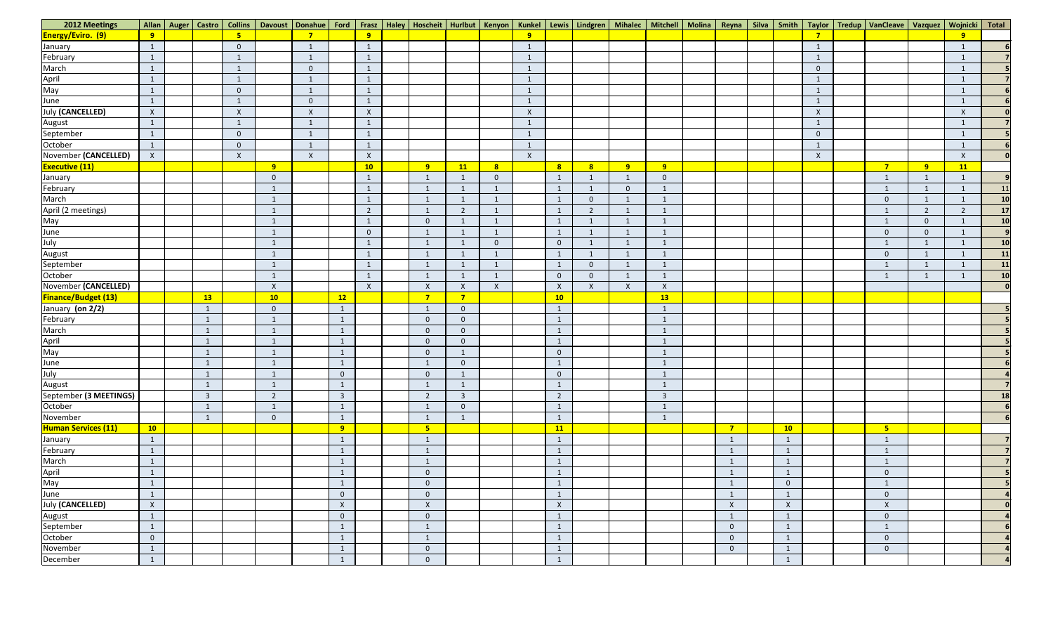| 2012 Meetings | Allan | Auger | Castro | Collins | Davoust | Donahue | Ford | Frasz | Haley | Hoscheit | Hurlbut | Kenyon | Kunkel | Lewis | Lindgren | Mihalec | Mitchell | Molina | Reyna | Silva | Smith | Taylor | Tredup | VanCleave | Vazquez | Wojnicki | Total |
|---|---|---|---|---|---|---|---|---|---|---|---|---|---|---|---|---|---|---|---|---|---|---|---|---|---|---|---|
| **Energy/Enviro. (9)** | **9** | | | **5** | | **7** | | **9** | | | | | **9** | | | | | | | | | **7** | | | | **9** | |
| January | 1 | | | 0 | | 1 | | 1 | | | | | 1 | | | | | | | | | 1 | | | | 1 | **6** |
| February | 1 | | | 1 | | 1 | | 1 | | | | | 1 | | | | | | | | | 1 | | | | 1 | **7** |
| March | 1 | | | 1 | | 0 | | 1 | | | | | 1 | | | | | | | | | 0 | | | | 1 | **5** |
| April | 1 | | | 1 | | 1 | | 1 | | | | | 1 | | | | | | | | | 1 | | | | 1 | **7** |
| May | 1 | | | 0 | | 1 | | 1 | | | | | 1 | | | | | | | | | 1 | | | | 1 | **6** |
| June | 1 | | | 1 | | 0 | | 1 | | | | | 1 | | | | | | | | | 1 | | | | 1 | **6** |
| July **(CANCELLED)** | X | | | X | | X | | X | | | | | X | | | | | | | | | X | | | | X | **0** |
| August | 1 | | | 1 | | 1 | | 1 | | | | | 1 | | | | | | | | | 1 | | | | 1 | **7** |
| September | 1 | | | 0 | | 1 | | 1 | | | | | 1 | | | | | | | | | 0 | | | | 1 | **5** |
| October | 1 | | | 0 | | 1 | | 1 | | | | | 1 | | | | | | | | | 1 | | | | 1 | **6** |
| November **(CANCELLED)** | X | | | X | | X | | X | | | | | X | | | | | | | | | X | | | | X | **0** |
| **Executive (11)** | | | | | **9** | | | **10** | | **9** | **11** | **8** | | **8** | **8** | **9** | **9** | | | | | | | **7** | **9** | **11** | |
| January | | | | | 0 | | | 1 | | 1 | 1 | 0 | | 1 | 1 | 1 | 0 | | | | | | | 1 | 1 | 1 | **9** |
| February | | | | | 1 | | | 1 | | 1 | 1 | 1 | | 1 | 1 | 0 | 1 | | | | | | | 1 | 1 | 1 | **11** |
| March | | | | | 1 | | | 1 | | 1 | 1 | 1 | | 1 | 0 | 1 | 1 | | | | | | | 0 | 1 | 1 | **10** |
| April (2 meetings) | | | | | 1 | | | 2 | | 1 | 2 | 1 | | 1 | 2 | 1 | 1 | | | | | | | 1 | 2 | 2 | **17** |
| May | | | | | 1 | | | 1 | | 0 | 1 | 1 | | 1 | 1 | 1 | 1 | | | | | | | 1 | 0 | 1 | **10** |
| June | | | | | 1 | | | 0 | | 1 | 1 | 1 | | 1 | 1 | 1 | 1 | | | | | | | 0 | 0 | 1 | **9** |
| July | | | | | 1 | | | 1 | | 1 | 1 | 0 | | 0 | 1 | 1 | 1 | | | | | | | 1 | 1 | 1 | **10** |
| August | | | | | 1 | | | 1 | | 1 | 1 | 1 | | 1 | 1 | 1 | 1 | | | | | | | 0 | 1 | 1 | **11** |
| September | | | | | 1 | | | 1 | | 1 | 1 | 1 | | 1 | 0 | 1 | 1 | | | | | | | 1 | 1 | 1 | **11** |
| October | | | | | 1 | | | 1 | | 1 | 1 | 1 | | 0 | 0 | 1 | 1 | | | | | | | 1 | 1 | 1 | **10** |
| November **(CANCELLED)** | | | | | X | | | X | | X | X | X | | X | X | X | X | | | | | | | | | | **0** |
| **Finance/Budget (13)** | | | **13** | | **10** | | **12** | | | **7** | **7** | | | **10** | | | **13** | | | | | | | | | | |
| January **(on 2/2)** | | | 1 | | 0 | | 1 | | | 1 | 0 | | | 1 | | | 1 | | | | | | | | | | **5** |
| February | | | 1 | | 1 | | 1 | | | 0 | 0 | | | 1 | | | 1 | | | | | | | | | | **5** |
| March | | | 1 | | 1 | | 1 | | | 0 | 0 | | | 1 | | | 1 | | | | | | | | | | **5** |
| April | | | 1 | | 1 | | 1 | | | 0 | 0 | | | 1 | | | 1 | | | | | | | | | | **5** |
| May | | | 1 | | 1 | | 1 | | | 0 | 1 | | | 0 | | | 1 | | | | | | | | | | **5** |
| June | | | 1 | | 1 | | 1 | | | 1 | 0 | | | 1 | | | 1 | | | | | | | | | | **6** |
| July | | | 1 | | 1 | | 0 | | | 0 | 1 | | | 0 | | | 1 | | | | | | | | | | **4** |
| August | | | 1 | | 1 | | 1 | | | 1 | 1 | | | 1 | | | 1 | | | | | | | | | | **7** |
| September **(3 MEETINGS)** | | | 3 | | 2 | | 3 | | | 2 | 3 | | | 2 | | | 3 | | | | | | | | | | **18** |
| October | | | 1 | | 1 | | 1 | | | 1 | 0 | | | 1 | | | 1 | | | | | | | | | | **6** |
| November | | | 1 | | 0 | | 1 | | | 1 | 1 | | | 1 | | | 1 | | | | | | | | | | **6** |
| **Human Services (11)** | **10** | | | | | | **9** | | | **5** | | | | **11** | | | | | **7** | | **10** | | | **5** | | | |
| January | 1 | | | | | | 1 | | | 1 | | | | 1 | | | | | 1 | | 1 | | | 1 | | | **7** |
| February | 1 | | | | | | 1 | | | 1 | | | | 1 | | | | | 1 | | 1 | | | 1 | | | **7** |
| March | 1 | | | | | | 1 | | | 1 | | | | 1 | | | | | 1 | | 1 | | | 1 | | | **7** |
| April | 1 | | | | | | 1 | | | 0 | | | | 1 | | | | | 1 | | 1 | | | 0 | | | **5** |
| May | 1 | | | | | | 1 | | | 0 | | | | 1 | | | | | 1 | | 0 | | | 1 | | | **5** |
| June | 1 | | | | | | 0 | | | 0 | | | | 1 | | | | | 1 | | 1 | | | 0 | | | **4** |
| July **(CANCELLED)** | X | | | | | | X | | | X | | | | X | | | | | X | | X | | | X | | | **0** |
| August | 1 | | | | | | 0 | | | 0 | | | | 1 | | | | | 1 | | 1 | | | 0 | | | **4** |
| September | 1 | | | | | | 1 | | | 1 | | | | 1 | | | | | 0 | | 1 | | | 1 | | | **6** |
| October | 0 | | | | | | 1 | | | 1 | | | | 1 | | | | | 0 | | 1 | | | 0 | | | **4** |
| November | 1 | | | | | | 1 | | | 0 | | | | 1 | | | | | 0 | | 1 | | | 0 | | | **4** |
| December | 1 | | | | | | 1 | | | 0 | | | | 1 | | | | | | | 1 | | | | | | **4** |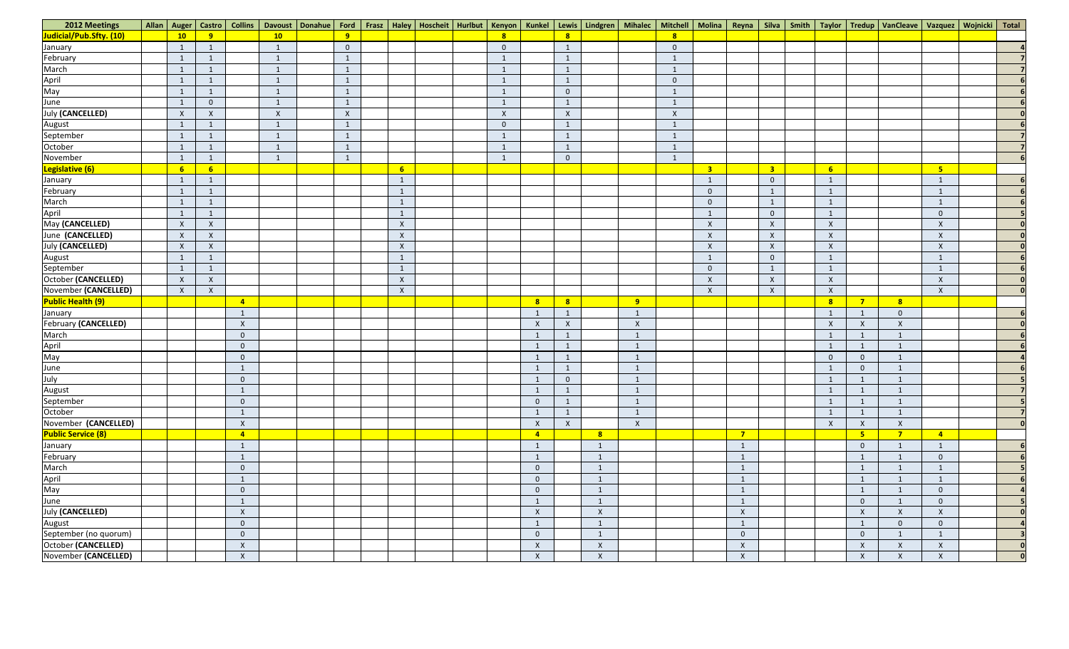| 2012 Meetings | Allan | Auger | Castro | Collins | Davoust | Donahue | Ford | Frasz | Haley | Hoscheit | Hurlbut | Kenyon | Kunkel | Lewis | Lindgren | Mihalec | Mitchell | Molina | Reyna | Silva | Smith | Taylor | Tredup | VanCleave | Vazquez | Wojnicki | Total |
|---|---|---|---|---|---|---|---|---|---|---|---|---|---|---|---|---|---|---|---|---|---|---|---|---|---|---|---|
| **Judicial/Pub.Sfty. (10)** | | **10** | **9** | | **10** | | **9** | | | | | **8** | | **8** | | | **8** | | | | | | | | | | |
| January | | 1 | 1 | | 1 | | 0 | | | | | 0 | | 1 | | | 0 | | | | | | | | | | **4** |
| February | | 1 | 1 | | 1 | | 1 | | | | | 1 | | 1 | | | 1 | | | | | | | | | | **7** |
| March | | 1 | 1 | | 1 | | 1 | | | | | 1 | | 1 | | | 1 | | | | | | | | | | **7** |
| April | | 1 | 1 | | 1 | | 1 | | | | | 1 | | 1 | | | 0 | | | | | | | | | | **6** |
| May | | 1 | 1 | | 1 | | 1 | | | | | 1 | | 0 | | | 1 | | | | | | | | | | **6** |
| June | | 1 | 0 | | 1 | | 1 | | | | | 1 | | 1 | | | 1 | | | | | | | | | | **6** |
| July **(CANCELLED)** | | X | X | | X | | X | | | | | X | | X | | | X | | | | | | | | | | **0** |
| August | | 1 | 1 | | 1 | | 1 | | | | | 0 | | 1 | | | 1 | | | | | | | | | | **6** |
| September | | 1 | 1 | | 1 | | 1 | | | | | 1 | | 1 | | | 1 | | | | | | | | | | **7** |
| October | | 1 | 1 | | 1 | | 1 | | | | | 1 | | 1 | | | 1 | | | | | | | | | | **7** |
| November | | 1 | 1 | | 1 | | 1 | | | | | 1 | | 0 | | | 1 | | | | | | | | | | **6** |
| **Legislative (6)** | | **6** | **6** | | | | | | **6** | | | | | | | | | **3** | | **3** | | **6** | | | **5** | | |
| January | | 1 | 1 | | | | | | 1 | | | | | | | | | 1 | | 0 | | 1 | | | 1 | | **6** |
| February | | 1 | 1 | | | | | | 1 | | | | | | | | | 0 | | 1 | | 1 | | | 1 | | **6** |
| March | | 1 | 1 | | | | | | 1 | | | | | | | | | 0 | | 1 | | 1 | | | 1 | | **6** |
| April | | 1 | 1 | | | | | | 1 | | | | | | | | | 1 | | 0 | | 1 | | | 0 | | **5** |
| May **(CANCELLED)** | | X | X | | | | | | X | | | | | | | | | X | | X | | X | | | X | | **0** |
| June **(CANCELLED)** | | X | X | | | | | | X | | | | | | | | | X | | X | | X | | | X | | **0** |
| July **(CANCELLED)** | | X | X | | | | | | X | | | | | | | | | X | | X | | X | | | X | | **0** |
| August | | 1 | 1 | | | | | | 1 | | | | | | | | | 1 | | 0 | | 1 | | | 1 | | **6** |
| September | | 1 | 1 | | | | | | 1 | | | | | | | | | 0 | | 1 | | 1 | | | 1 | | **6** |
| October **(CANCELLED)** | | X | X | | | | | | X | | | | | | | | | X | | X | | X | | | X | | **0** |
| November **(CANCELLED)** | | X | X | | | | | | X | | | | | | | | | X | | X | | X | | | X | | **0** |
| **Public Health (9)** | | | | **4** | | | | | | | | | **8** | **8** | | **9** | | | | | | **8** | **7** | **8** | | | |
| January | | | | 1 | | | | | | | | | 1 | 1 | | 1 | | | | | | 1 | 1 | 0 | | | **6** |
| February **(CANCELLED)** | | | | X | | | | | | | | | X | X | | X | | | | | | X | X | X | | | **0** |
| March | | | | 0 | | | | | | | | | 1 | 1 | | 1 | | | | | | 1 | 1 | 1 | | | **6** |
| April | | | | 0 | | | | | | | | | 1 | 1 | | 1 | | | | | | 1 | 1 | 1 | | | **6** |
| May | | | | 0 | | | | | | | | | 1 | 1 | | 1 | | | | | | 0 | 0 | 1 | | | **4** |
| June | | | | 1 | | | | | | | | | 1 | 1 | | 1 | | | | | | 1 | 0 | 1 | | | **6** |
| July | | | | 0 | | | | | | | | | 1 | 0 | | 1 | | | | | | 1 | 1 | 1 | | | **5** |
| August | | | | 1 | | | | | | | | | 1 | 1 | | 1 | | | | | | 1 | 1 | 1 | | | **7** |
| September | | | | 0 | | | | | | | | | 0 | 1 | | 1 | | | | | | 1 | 1 | 1 | | | **5** |
| October | | | | 1 | | | | | | | | | 1 | 1 | | 1 | | | | | | 1 | 1 | 1 | | | **7** |
| November **(CANCELLED)** | | | | X | | | | | | | | | X | X | | X | | | | | | X | X | X | | | **0** |
| **Public Service (8)** | | | | **4** | | | | | | | | | **4** | | **8** | | | | **7** | | | | **5** | **7** | **4** | | |
| January | | | | 1 | | | | | | | | | 1 | | 1 | | | | 1 | | | | 0 | 1 | 1 | | **6** |
| February | | | | 1 | | | | | | | | | 1 | | 1 | | | | 1 | | | | 1 | 1 | 0 | | **6** |
| March | | | | 0 | | | | | | | | | 0 | | 1 | | | | 1 | | | | 1 | 1 | 1 | | **5** |
| April | | | | 1 | | | | | | | | | 0 | | 1 | | | | 1 | | | | 1 | 1 | 1 | | **6** |
| May | | | | 0 | | | | | | | | | 0 | | 1 | | | | 1 | | | | 1 | 1 | 0 | | **4** |
| June | | | | 1 | | | | | | | | | 1 | | 1 | | | | 1 | | | | 0 | 1 | 0 | | **5** |
| July **(CANCELLED)** | | | | X | | | | | | | | | X | | X | | | | X | | | | X | X | X | | **0** |
| August | | | | 0 | | | | | | | | | 1 | | 1 | | | | 1 | | | | 1 | 0 | 0 | | **4** |
| September (no quorum) | | | | 0 | | | | | | | | | 0 | | 1 | | | | 0 | | | | 0 | 1 | 1 | | **3** |
| October **(CANCELLED)** | | | | X | | | | | | | | | X | | X | | | | X | | | | X | X | X | | **0** |
| November **(CANCELLED)** | | | | X | | | | | | | | | X | | X | | | | X | | | | X | X | X | | **0** |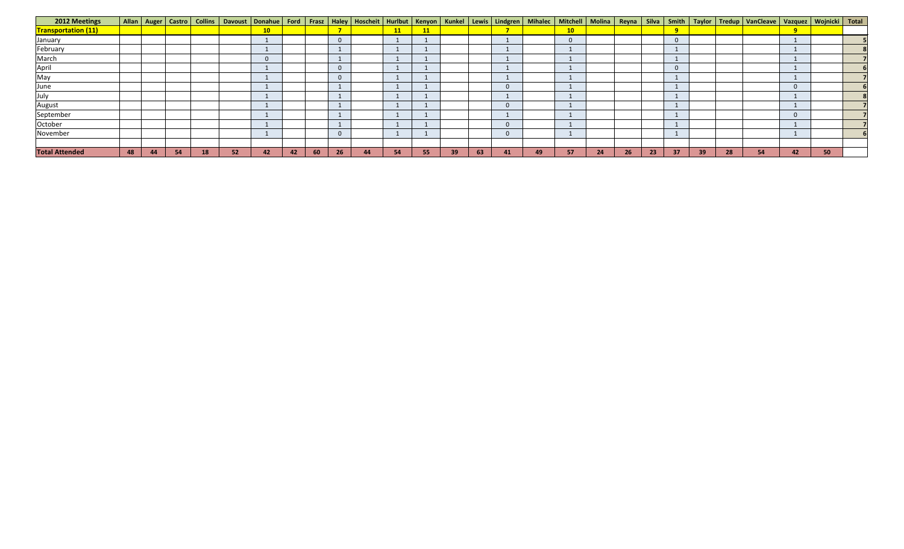| 2012 Meetings | Allan | Auger | Castro | Collins | Davoust | Donahue | Ford | Frasz | Haley | Hoscheit | Hurlbut | Kenyon | Kunkel | Lewis | Lindgren | Mihalec | Mitchell | Molina | Reyna | Silva | Smith | Taylor | Tredup | VanCleave | Vazquez | Wojnicki | Total |
|---|---|---|---|---|---|---|---|---|---|---|---|---|---|---|---|---|---|---|---|---|---|---|---|---|---|---|---|
| **Transportation (11)** | | | | | | 10 | | | 7 | | 11 | 11 | | | 7 | | 10 | | | | 9 | | | | 9 | | |
| January | | | | | | 1 | | | 0 | | 1 | 1 | | | 1 | | 0 | | | | 0 | | | | 1 | | 5 |
| February | | | | | | 1 | | | 1 | | 1 | 1 | | | 1 | | 1 | | | | 1 | | | | 1 | | 8 |
| March | | | | | | 0 | | | 1 | | 1 | 1 | | | 1 | | 1 | | | | 1 | | | | 1 | | 7 |
| April | | | | | | 1 | | | 0 | | 1 | 1 | | | 1 | | 1 | | | | 0 | | | | 1 | | 6 |
| May | | | | | | 1 | | | 0 | | 1 | 1 | | | 1 | | 1 | | | | 1 | | | | 1 | | 7 |
| June | | | | | | 1 | | | 1 | | 1 | 1 | | | 0 | | 1 | | | | 1 | | | | 0 | | 6 |
| July | | | | | | 1 | | | 1 | | 1 | 1 | | | 1 | | 1 | | | | 1 | | | | 1 | | 8 |
| August | | | | | | 1 | | | 1 | | 1 | 1 | | | 0 | | 1 | | | | 1 | | | | 1 | | 7 |
| September | | | | | | 1 | | | 1 | | 1 | 1 | | | 1 | | 1 | | | | 1 | | | | 0 | | 7 |
| October | | | | | | 1 | | | 1 | | 1 | 1 | | | 0 | | 1 | | | | 1 | | | | 1 | | 7 |
| November | | | | | | 1 | | | 0 | | 1 | 1 | | | 0 | | 1 | | | | 1 | | | | 1 | | 6 |
| | | | | | | | | | | | | | | | | | | | | | | | | | | | |
| **Total Attended** | 48 | 44 | 54 | 18 | 52 | 42 | 42 | 60 | 26 | 44 | 54 | 55 | 39 | 63 | 41 | 49 | 57 | 24 | 26 | 23 | 37 | 39 | 28 | 54 | 42 | 50 | |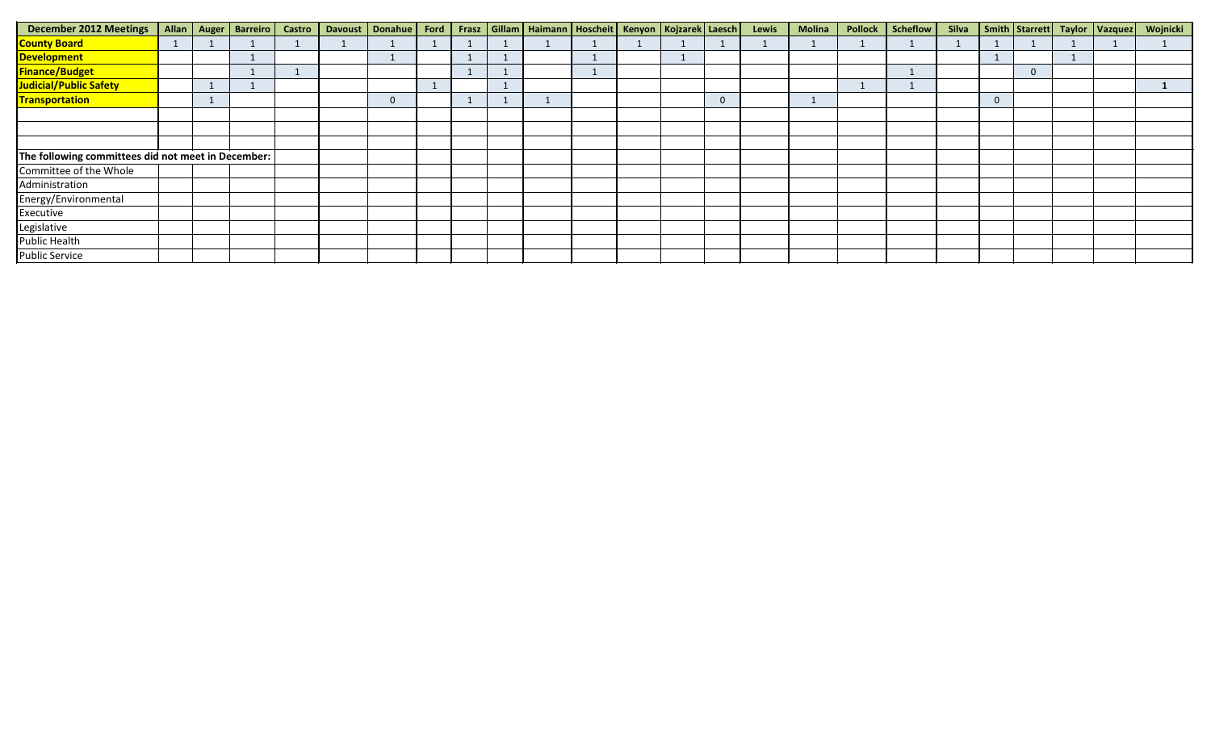| December 2012 Meetings | Allan | Auger | Barreiro | Castro | Davoust | Donahue | Ford | Frasz | Gillam | Haimann | Hoscheit | Kenyon | Kojzarek | Laesch | Lewis | Molina | Pollock | Scheflow | Silva | Smith | Starrett | Taylor | Vazquez | Wojnicki |
|---|---|---|---|---|---|---|---|---|---|---|---|---|---|---|---|---|---|---|---|---|---|---|---|---|
| **County Board** | 1 | 1 | 1 | 1 | 1 | 1 | 1 | 1 | 1 | 1 | 1 | 1 | 1 | 1 | 1 | 1 | 1 | 1 | 1 | 1 | 1 | 1 | 1 | 1 |
| **Development** | | | 1 | | | 1 | | 1 | 1 | | 1 | | 1 | | | | | | | 1 | | 1 | | |
| **Finance/Budget** | | | 1 | 1 | | | | 1 | 1 | | 1 | | | | | | | 1 | | | 0 | | | |
| **Judicial/Public Safety** | | 1 | 1 | | | | 1 | | 1 | | | | | | | | 1 | 1 | | | | | | 1 |
| **Transportation** | | 1 | | | | 0 | | 1 | 1 | 1 | | | | 0 | | 1 | | | | 0 | | | | |
| | | | | | | | | | | | | | | | | | | | | | | | | |
| | | | | | | | | | | | | | | | | | | | | | | | | |
| | | | | | | | | | | | | | | | | | | | | | | | | |
| **The following committees did not meet in December:** | | | | | | | | | | | | | | | | | | | | | | | | |
| Committee of the Whole | | | | | | | | | | | | | | | | | | | | | | | | |
| Administration | | | | | | | | | | | | | | | | | | | | | | | | |
| Energy/Environmental | | | | | | | | | | | | | | | | | | | | | | | | |
| Executive | | | | | | | | | | | | | | | | | | | | | | | | |
| Legislative | | | | | | | | | | | | | | | | | | | | | | | | |
| Public Health | | | | | | | | | | | | | | | | | | | | | | | | |
| Public Service | | | | | | | | | | | | | | | | | | | | | | | | |